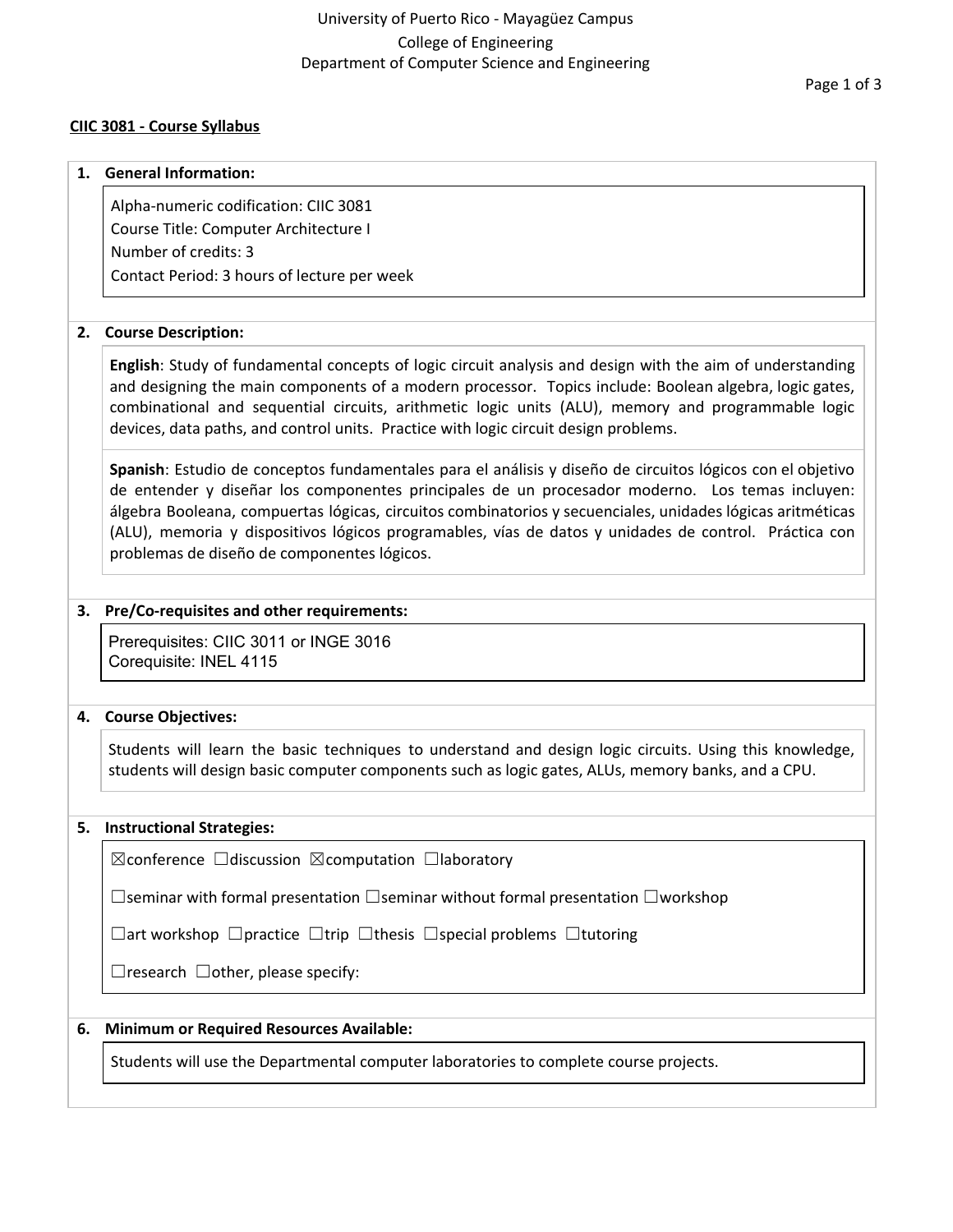University of Puerto Rico - Mayagüez Campus
College of Engineering
Department of Computer Science and Engineering

## CIIC 3081 - Course Syllabus

### 1. General Information:

Alpha-numeric codification: CIIC 3081
Course Title: Computer Architecture I
Number of credits: 3
Contact Period: 3 hours of lecture per week

### 2. Course Description:

**English**: Study of fundamental concepts of logic circuit analysis and design with the aim of understanding and designing the main components of a modern processor. Topics include: Boolean algebra, logic gates, combinational and sequential circuits, arithmetic logic units (ALU), memory and programmable logic devices, data paths, and control units. Practice with logic circuit design problems.

**Spanish**: Estudio de conceptos fundamentales para el análisis y diseño de circuitos lógicos con el objetivo de entender y diseñar los componentes principales de un procesador moderno. Los temas incluyen: álgebra Booleana, compuertas lógicas, circuitos combinatorios y secuenciales, unidades lógicas aritméticas (ALU), memoria y dispositivos lógicos programables, vías de datos y unidades de control. Práctica con problemas de diseño de componentes lógicos.

### 3. Pre/Co-requisites and other requirements:

Prerequisites: CIIC 3011 or INGE 3016
Corequisite: INEL 4115

### 4. Course Objectives:

Students will learn the basic techniques to understand and design logic circuits. Using this knowledge, students will design basic computer components such as logic gates, ALUs, memory banks, and a CPU.

### 5. Instructional Strategies:

☒conference ☐discussion ☒computation ☐laboratory

☐seminar with formal presentation ☐seminar without formal presentation ☐workshop

☐art workshop ☐practice ☐trip ☐thesis ☐special problems ☐tutoring

☐research ☐other, please specify:

### 6. Minimum or Required Resources Available:

Students will use the Departmental computer laboratories to complete course projects.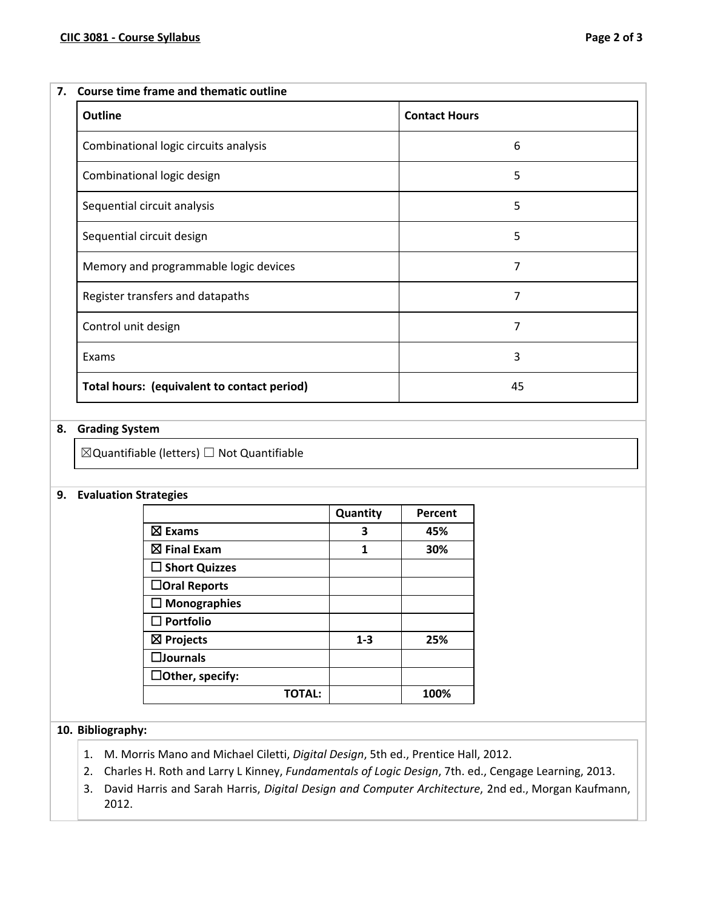## 7. Course time frame and thematic outline

| Outline | Contact Hours |
| --- | --- |
| Combinational logic circuits analysis | 6 |
| Combinational logic design | 5 |
| Sequential circuit analysis | 5 |
| Sequential circuit design | 5 |
| Memory and programmable logic devices | 7 |
| Register transfers and datapaths | 7 |
| Control unit design | 7 |
| Exams | 3 |
| **Total hours: (equivalent to contact period)** | 45 |

## 8. Grading System

☒Quantifiable (letters) ☐ Not Quantifiable

## 9. Evaluation Strategies

| | Quantity | Percent |
| --- | --- | --- |
| **☒ Exams** | **3** | **45%** |
| **☒ Final Exam** | **1** | **30%** |
| **☐ Short Quizzes** | | |
| **☐Oral Reports** | | |
| **☐ Monographies** | | |
| **☐ Portfolio** | | |
| **☒ Projects** | **1-3** | **25%** |
| **☐Journals** | | |
| **☐Other, specify:** | | |
| **TOTAL:** | | **100%** |

## 10. Bibliography:

1. M. Morris Mano and Michael Ciletti, *Digital Design*, 5th ed., Prentice Hall, 2012.
2. Charles H. Roth and Larry L Kinney, *Fundamentals of Logic Design*, 7th. ed., Cengage Learning, 2013.
3. David Harris and Sarah Harris, *Digital Design and Computer Architecture*, 2nd ed., Morgan Kaufmann, 2012.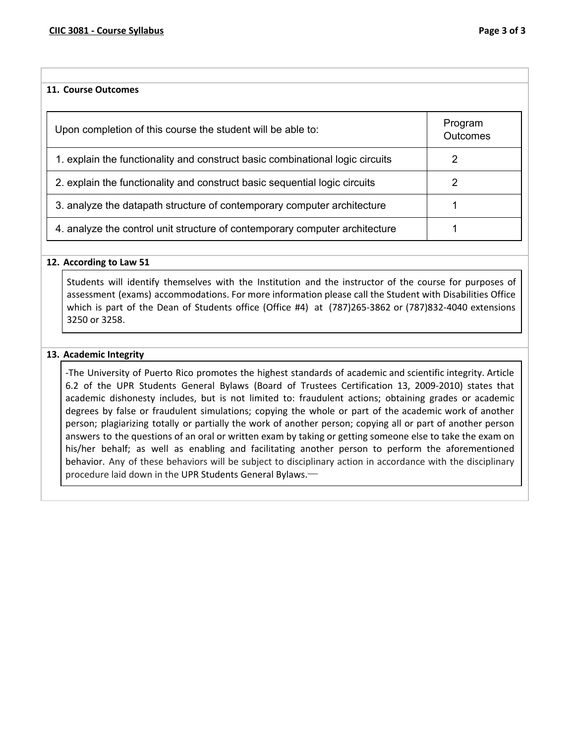### 11. Course Outcomes

| Upon completion of this course the student will be able to: | Program Outcomes |
|---|---|
| 1. explain the functionality and construct basic combinational logic circuits | 2 |
| 2. explain the functionality and construct basic sequential logic circuits | 2 |
| 3. analyze the datapath structure of contemporary computer architecture | 1 |
| 4. analyze the control unit structure of contemporary computer architecture | 1 |

### 12. According to Law 51

Students will identify themselves with the Institution and the instructor of the course for purposes of assessment (exams) accommodations. For more information please call the Student with Disabilities Office which is part of the Dean of Students office (Office #4) at (787)265-3862 or (787)832-4040 extensions 3250 or 3258.

### 13. Academic Integrity

-The University of Puerto Rico promotes the highest standards of academic and scientific integrity. Article 6.2 of the UPR Students General Bylaws (Board of Trustees Certification 13, 2009-2010) states that academic dishonesty includes, but is not limited to: fraudulent actions; obtaining grades or academic degrees by false or fraudulent simulations; copying the whole or part of the academic work of another person; plagiarizing totally or partially the work of another person; copying all or part of another person answers to the questions of an oral or written exam by taking or getting someone else to take the exam on his/her behalf; as well as enabling and facilitating another person to perform the aforementioned behavior. Any of these behaviors will be subject to disciplinary action in accordance with the disciplinary procedure laid down in the UPR Students General Bylaws.—